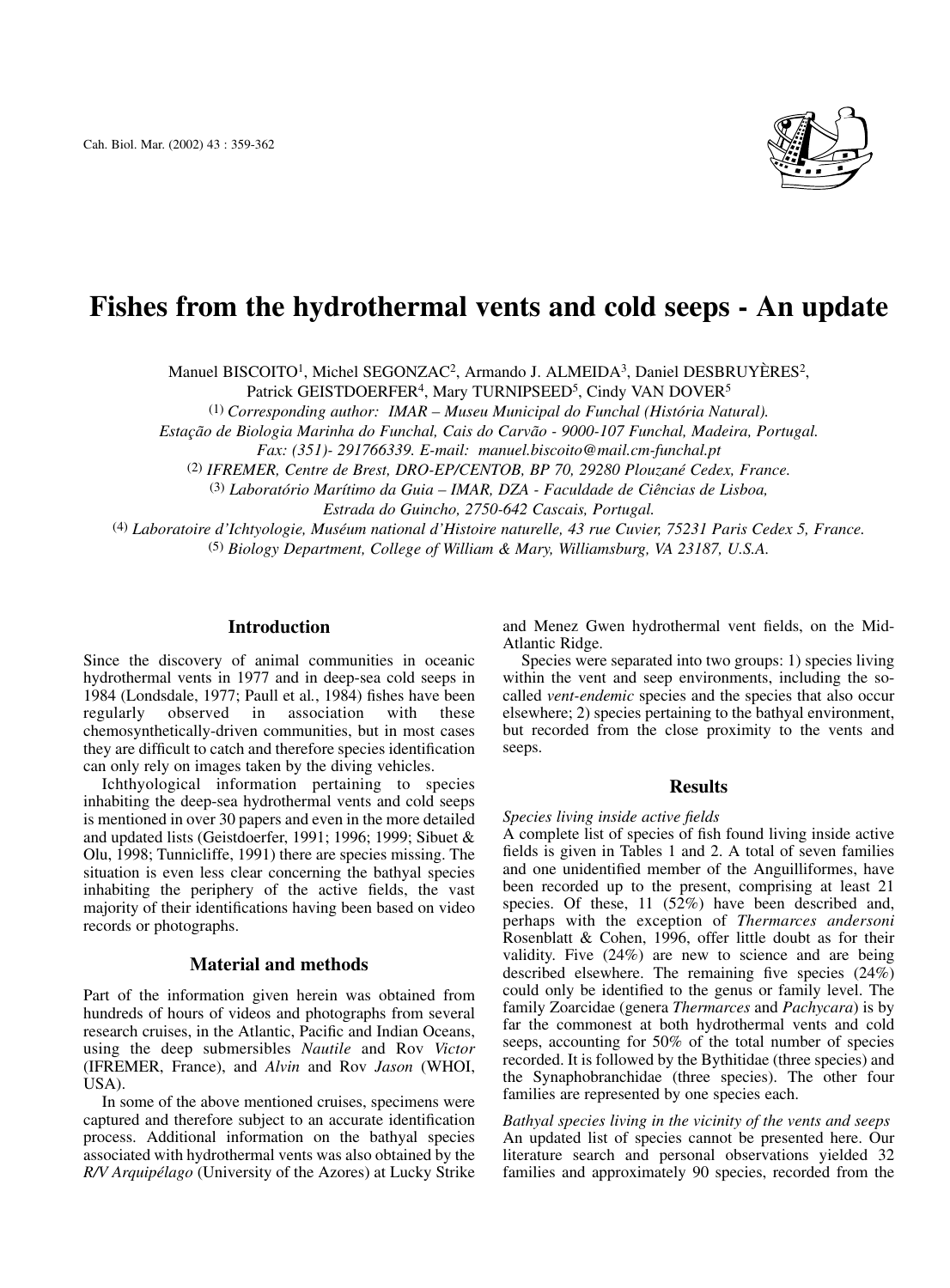# Fishes from the hydrothermal vents and cold seeps - An update

Manuel BISCOITO[1], Michel SEGONZAC[2], Armando J. ALMEIDA[3], Daniel DESBRUYÈRES[2], Patrick GEISTDOERFER[4], Mary TURNIPSEED[5], Cindy VAN DOVER[5]

(1) *Corresponding author: IMAR – Museu Municipal do Funchal (História Natural). Estação de Biologia Marinha do Funchal, Cais do Carvão - 9000-107 Funchal, Madeira, Portugal. Fax: (351)- 291766339. E-mail: manuel.biscoito@mail.cm-funchal.pt*

(2) *IFREMER, Centre de Brest, DRO-EP/CENTOB, BP 70, 29280 Plouzané Cedex, France.*

(3) *Laboratório Marítimo da Guia – IMAR, DZA - Faculdade de Ciências de Lisboa, Estrada do Guincho, 2750-642 Cascais, Portugal.*

(4) *Laboratoire d'Ichtyologie, Muséum national d'Histoire naturelle, 43 rue Cuvier, 75231 Paris Cedex 5, France.*

(5) *Biology Department, College of William & Mary, Williamsburg, VA 23187, U.S.A.*

## Introduction

Since the discovery of animal communities in oceanic hydrothermal vents in 1977 and in deep-sea cold seeps in 1984 (Lonsdale, 1977; Paull et al., 1984) fishes have been regularly observed in association with these chemosynthetically-driven communities, but in most cases they are difficult to catch and therefore species identification can only rely on images taken by the diving vehicles.

Ichthyological information pertaining to species inhabiting the deep-sea hydrothermal vents and cold seeps is mentioned in over 30 papers and even in the more detailed and updated lists (Geistdoerfer, 1991; 1996; 1999; Sibuet & Olu, 1998; Tunnicliffe, 1991) there are species missing. The situation is even less clear concerning the bathyal species inhabiting the periphery of the active fields, the vast majority of their identifications having been based on video records or photographs.

## Material and methods

Part of the information given herein was obtained from hundreds of hours of videos and photographs from several research cruises, in the Atlantic, Pacific and Indian Oceans, using the deep submersibles *Nautile* and Rov *Victor* (IFREMER, France), and *Alvin* and Rov *Jason* (WHOI, USA).

In some of the above mentioned cruises, specimens were captured and therefore subject to an accurate identification process. Additional information on the bathyal species associated with hydrothermal vents was also obtained by the *R/V Arquipélago* (University of the Azores) at Lucky Strike and Menez Gwen hydrothermal vent fields, on the Mid-Atlantic Ridge.

Species were separated into two groups: 1) species living within the vent and seep environments, including the so-called *vent-endemic* species and the species that also occur elsewhere; 2) species pertaining to the bathyal environment, but recorded from the close proximity to the vents and seeps.

## Results

*Species living inside active fields*

A complete list of species of fish found living inside active fields is given in Tables 1 and 2. A total of seven families and one unidentified member of the Anguilliformes, have been recorded up to the present, comprising at least 21 species. Of these, 11 (52%) have been described and, perhaps with the exception of *Thermarces andersoni* Rosenblatt & Cohen, 1996, offer little doubt as for their validity. Five (24%) are new to science and are being described elsewhere. The remaining five species (24%) could only be identified to the genus or family level. The family Zoarcidae (genera *Thermarces* and *Pachycara*) is by far the commonest at both hydrothermal vents and cold seeps, accounting for 50% of the total number of species recorded. It is followed by the Bythitidae (three species) and the Synaphobranchidae (three species). The other four families are represented by one species each.

*Bathyal species living in the vicinity of the vents and seeps*

An updated list of species cannot be presented here. Our literature search and personal observations yielded 32 families and approximately 90 species, recorded from the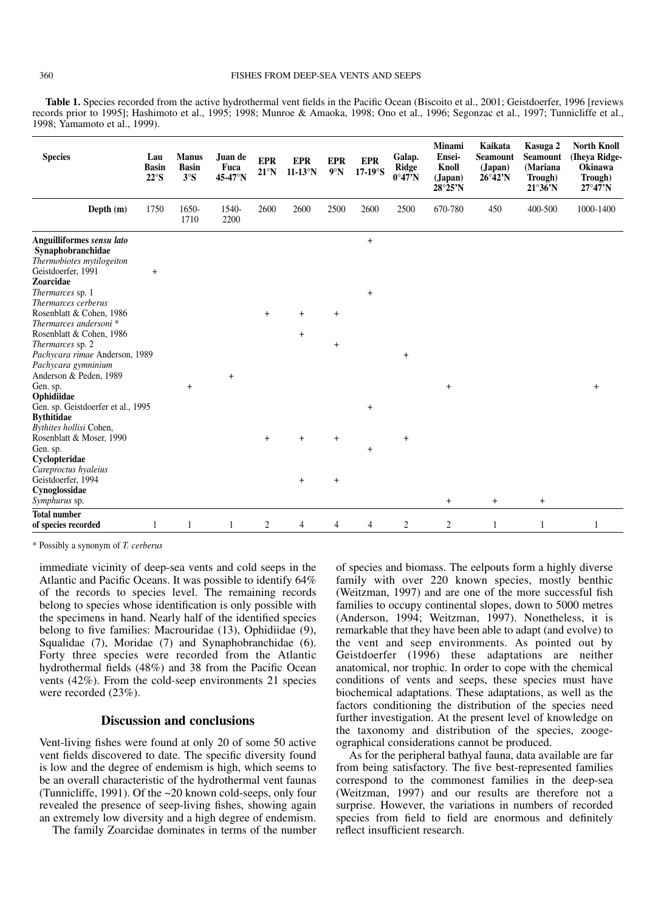**Table 1.** Species recorded from the active hydrothermal vent fields in the Pacific Ocean (Biscoito et al., 2001; Geistdoerfer, 1996 [reviews records prior to 1995]; Hashimoto et al., 1995; 1998; Munroe & Amaoka, 1998; Ono et al., 1996; Segonzac et al., 1997; Tunnicliffe et al., 1998; Yamamoto et al., 1999).

| Species | Lau Basin 22°S | Manus Basin 3°S | Juan de Fuca 45-47°N | EPR 21°N | EPR 11-13°N | EPR 9°N | EPR 17-19°S | Galap. Ridge 0°47'N | Minami Ensei-Knoll (Japan) 28°25'N | Kaikata Seamount (Japan) 26°42'N | Kasuga 2 Seamount (Mariana Trough) 21°36'N | North Knoll (Iheya Ridge-Okinawa Trough) 27°47'N |
|---|---|---|---|---|---|---|---|---|---|---|---|---|
| **Depth (m)** | 1750 | 1650-1710 | 1540-2200 | 2600 | 2600 | 2500 | 2600 | 2500 | 670-780 | 450 | 400-500 | 1000-1400 |
| **Anguilliformes *sensu lato*** | | | | | | | + | | | | | |
| **Synaphobranchidae** | | | | | | | | | | | | |
| *Thermobiotes mytilogeiton* Geistdoerfer, 1991 | + | | | | | | | | | | | |
| **Zoarcidae** | | | | | | | | | | | | |
| *Thermarces* sp. 1 | | | | | | | + | | | | | |
| *Thermarces cerberus* Rosenblatt & Cohen, 1986 | | | | + | + | + | | | | | | |
| *Thermarces andersoni* * Rosenblatt & Cohen, 1986 | | | | | + | | | | | | | |
| *Thermarces* sp. 2 | | | | | | + | | | | | | |
| *Pachycara rimae* Anderson, 1989 | | | | | | | | + | | | | |
| *Pachycara gymninium* Anderson & Peden, 1989 | | | + | | | | | | | | | |
| Gen. sp. | | + | | | | | | | + | | | + |
| **Ophidiidae** | | | | | | | | | | | | |
| Gen. sp. Geistdoerfer et al., 1995 | | | | | | | + | | | | | |
| **Bythitidae** | | | | | | | | | | | | |
| *Bythites hollisi* Cohen, Rosenblatt & Moser, 1990 | | | | + | + | + | | + | | | | |
| Gen. sp. | | | | | | | + | | | | | |
| **Cyclopteridae** | | | | | | | | | | | | |
| *Careproctus hyaleius* Geistdoerfer, 1994 | | | | | + | + | | | | | | |
| **Cynoglossidae** | | | | | | | | | | | | |
| *Symphurus* sp. | | | | | | | | | + | + | + | |
| **Total number of species recorded** | 1 | 1 | 1 | 2 | 4 | 4 | 4 | 2 | 2 | 1 | 1 | 1 |

\* Possibly a synonym of *T. cerberus*

immediate vicinity of deep-sea vents and cold seeps in the Atlantic and Pacific Oceans. It was possible to identify 64% of the records to species level. The remaining records belong to species whose identification is only possible with the specimens in hand. Nearly half of the identified species belong to five families: Macrouridae (13), Ophidiidae (9), Squalidae (7), Moridae (7) and Synaphobranchidae (6). Forty three species were recorded from the Atlantic hydrothermal fields (48%) and 38 from the Pacific Ocean vents (42%). From the cold-seep environments 21 species were recorded (23%).

## Discussion and conclusions

Vent-living fishes were found at only 20 of some 50 active vent fields discovered to date. The specific diversity found is low and the degree of endemism is high, which seems to be an overall characteristic of the hydrothermal vent faunas (Tunnicliffe, 1991). Of the ~20 known cold-seeps, only four revealed the presence of seep-living fishes, showing again an extremely low diversity and a high degree of endemism.

The family Zoarcidae dominates in terms of the number of species and biomass. The eelpouts form a highly diverse family with over 220 known species, mostly benthic (Weitzman, 1997) and are one of the more successful fish families to occupy continental slopes, down to 5000 metres (Anderson, 1994; Weitzman, 1997). Nonetheless, it is remarkable that they have been able to adapt (and evolve) to the vent and seep environments. As pointed out by Geistdoerfer (1996) these adaptations are neither anatomical, nor trophic. In order to cope with the chemical conditions of vents and seeps, these species must have biochemical adaptations. These adaptations, as well as the factors conditioning the distribution of the species need further investigation. At the present level of knowledge on the taxonomy and distribution of the species, zoogeographical considerations cannot be produced.

As for the peripheral bathyal fauna, data available are far from being satisfactory. The five best-represented families correspond to the commonest families in the deep-sea (Weitzman, 1997) and our results are therefore not a surprise. However, the variations in numbers of recorded species from field to field are enormous and definitely reflect insufficient research.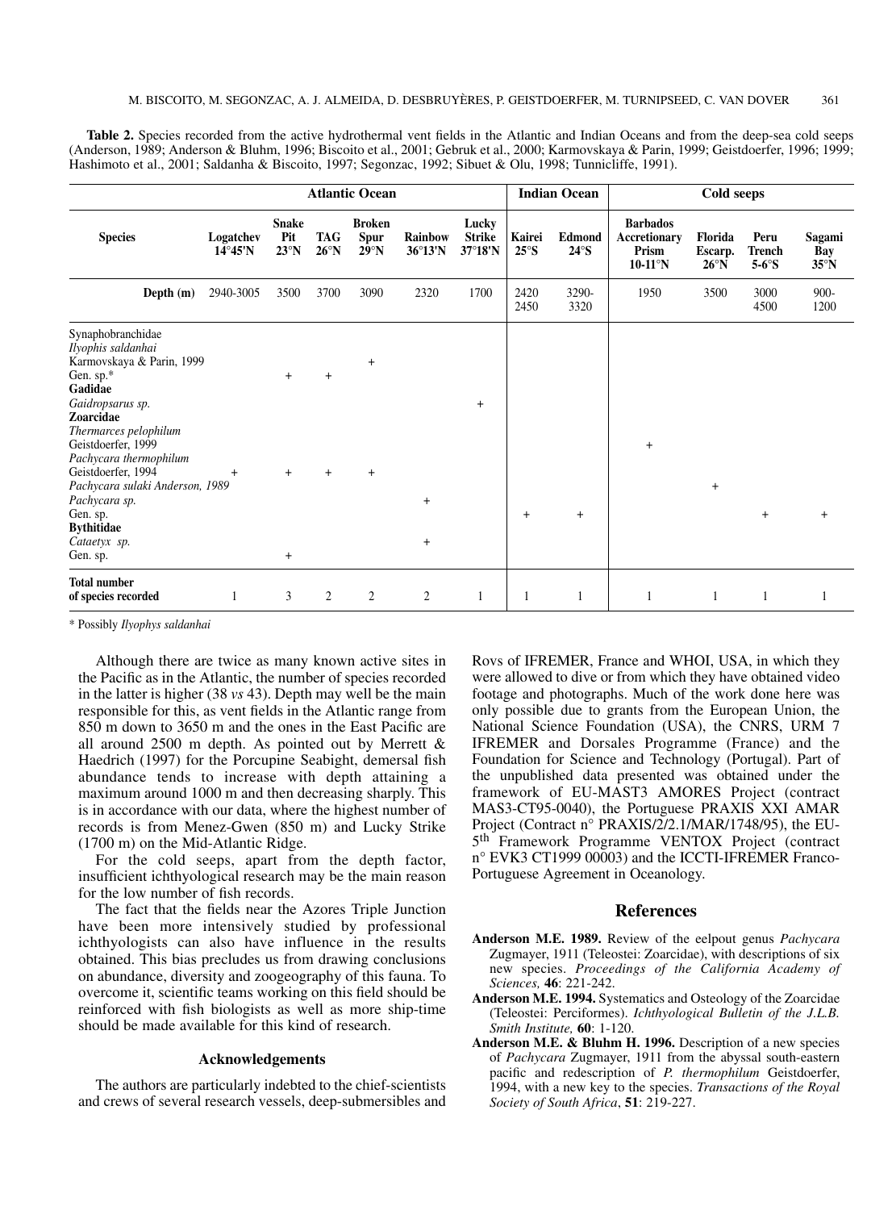**Table 2.** Species recorded from the active hydrothermal vent fields in the Atlantic and Indian Oceans and from the deep-sea cold seeps (Anderson, 1989; Anderson & Bluhm, 1996; Biscoito et al., 2001; Gebruk et al., 2000; Karmovskaya & Parin, 1999; Geistdoerfer, 1996; 1999; Hashimoto et al., 2001; Saldanha & Biscoito, 1997; Segonzac, 1992; Sibuet & Olu, 1998; Tunnicliffe, 1991).

| | **Atlantic Ocean** | | | | | | **Indian Ocean** | | **Cold seeps** | | | |
|---|---|---|---|---|---|---|---|---|---|---|---|---|
| **Species** | **Logatchev 14°45'N** | **Snake Pit 23°N** | **TAG 26°N** | **Broken Spur 29°N** | **Rainbow 36°13'N** | **Lucky Strike 37°18'N** | **Kairei 25°S** | **Edmond 24°S** | **Barbados Accretionary Prism 10-11°N** | **Florida Escarp. 26°N** | **Peru Trench 5-6°S** | **Sagami Bay 35°N** |
| **Depth (m)** | 2940-3005 | 3500 | 3700 | 3090 | 2320 | 1700 | 2420 2450 | 3290-3320 | 1950 | 3500 | 3000 4500 | 900-1200 |
| Synaphobranchidae | | | | | | | | | | | | |
| *Ilyophis saldanhai* Karmovskaya & Parin, 1999 | | | | + | | | | | | | | |
| Gen. sp.* | | + | + | | | | | | | | | |
| **Gadidae** | | | | | | | | | | | | |
| *Gaidropsarus sp.* | | | | | | + | | | | | | |
| **Zoarcidae** | | | | | | | | | | | | |
| *Thermarces pelophilum* Geistdoerfer, 1999 | | | | | | | | | + | | | |
| *Pachycara thermophilum* Geistdoerfer, 1994 | + | + | + | + | | | | | | | | |
| *Pachycara sulaki Anderson, 1989* | | | | | | | | | | + | | |
| *Pachycara sp.* | | | | | + | | | | | | | |
| Gen. sp. | | | | | | | + | + | | | + | + |
| **Bythitidae** | | | | | | | | | | | | |
| *Cataetyx sp.* | | | | | + | | | | | | | |
| Gen. sp. | | + | | | | | | | | | | |
| **Total number of species recorded** | 1 | 3 | 2 | 2 | 2 | 1 | 1 | 1 | 1 | 1 | 1 | 1 |

\* Possibly *Ilyophys saldanhai*

Although there are twice as many known active sites in the Pacific as in the Atlantic, the number of species recorded in the latter is higher (38 *vs* 43). Depth may well be the main responsible for this, as vent fields in the Atlantic range from 850 m down to 3650 m and the ones in the East Pacific are all around 2500 m depth. As pointed out by Merrett & Haedrich (1997) for the Porcupine Seabight, demersal fish abundance tends to increase with depth attaining a maximum around 1000 m and then decreasing sharply. This is in accordance with our data, where the highest number of records is from Menez-Gwen (850 m) and Lucky Strike (1700 m) on the Mid-Atlantic Ridge.

For the cold seeps, apart from the depth factor, insufficient ichthyological research may be the main reason for the low number of fish records.

The fact that the fields near the Azores Triple Junction have been more intensively studied by professional ichthyologists can also have influence in the results obtained. This bias precludes us from drawing conclusions on abundance, diversity and zoogeography of this fauna. To overcome it, scientific teams working on this field should be reinforced with fish biologists as well as more ship-time should be made available for this kind of research.

### Acknowledgements

The authors are particularly indebted to the chief-scientists and crews of several research vessels, deep-submersibles and Rovs of IFREMER, France and WHOI, USA, in which they were allowed to dive or from which they have obtained video footage and photographs. Much of the work done here was only possible due to grants from the European Union, the National Science Foundation (USA), the CNRS, URM 7 IFREMER and Dorsales Programme (France) and the Foundation for Science and Technology (Portugal). Part of the unpublished data presented was obtained under the framework of EU-MAST3 AMORES Project (contract MAS3-CT95-0040), the Portuguese PRAXIS XXI AMAR Project (Contract n° PRAXIS/2/2.1/MAR/1748/95), the EU-5th Framework Programme VENTOX Project (contract n° EVK3 CT1999 00003) and the ICCTI-IFREMER Franco-Portuguese Agreement in Oceanology.

## References

**Anderson M.E. 1989.** Review of the eelpout genus *Pachycara* Zugmayer, 1911 (Teleostei: Zoarcidae), with descriptions of six new species. *Proceedings of the California Academy of Sciences,* **46**: 221-242.

**Anderson M.E. 1994.** Systematics and Osteology of the Zoarcidae (Teleostei: Perciformes). *Ichthyological Bulletin of the J.L.B. Smith Institute,* **60**: 1-120.

**Anderson M.E. & Bluhm H. 1996.** Description of a new species of *Pachycara* Zugmayer, 1911 from the abyssal south-eastern pacific and redescription of *P. thermophilum* Geistdoerfer, 1994, with a new key to the species. *Transactions of the Royal Society of South Africa*, **51**: 219-227.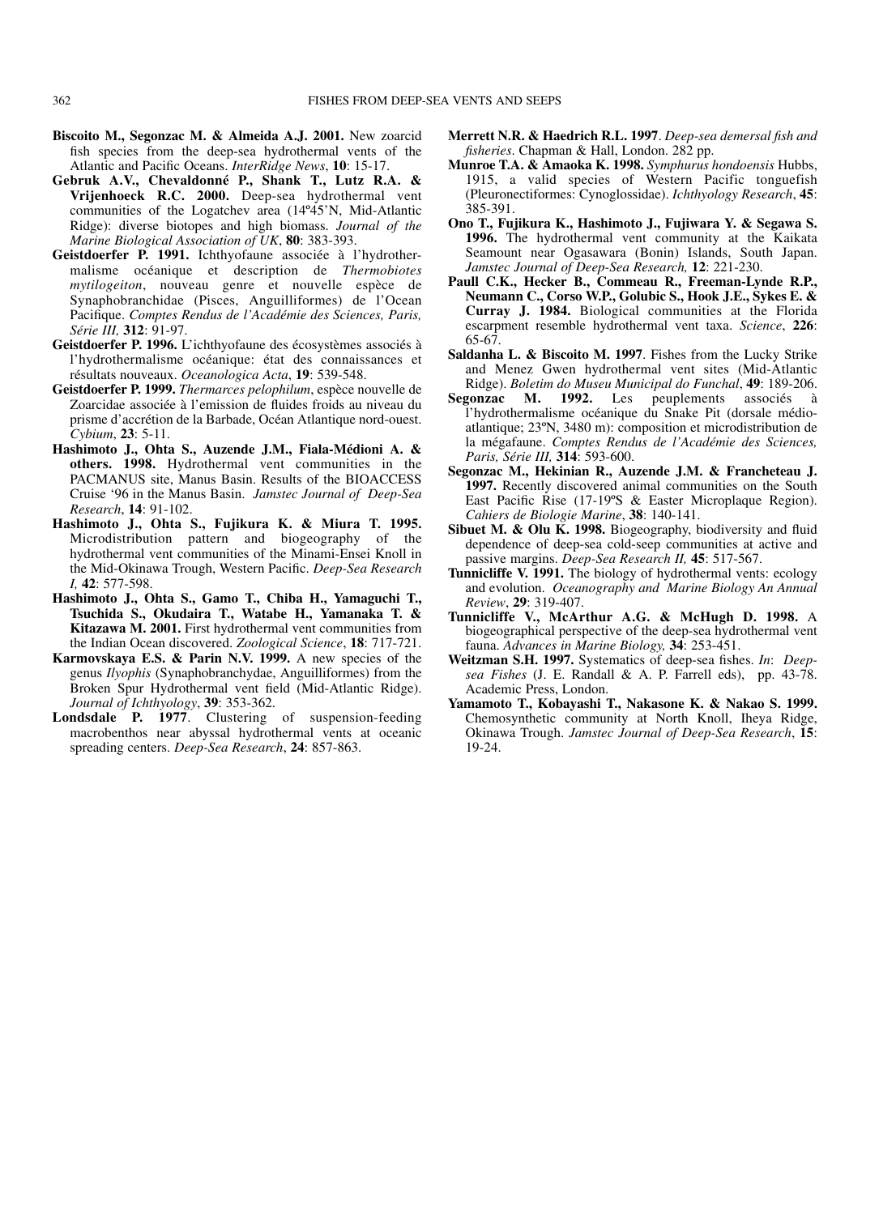**Biscoito M., Segonzac M. & Almeida A.J. 2001.** New zoarcid fish species from the deep-sea hydrothermal vents of the Atlantic and Pacific Oceans. *InterRidge News*, **10**: 15-17.

**Gebruk A.V., Chevaldonné P., Shank T., Lutz R.A. & Vrijenhoeck R.C. 2000.** Deep-sea hydrothermal vent communities of the Logatchev area (14º45'N, Mid-Atlantic Ridge): diverse biotopes and high biomass. *Journal of the Marine Biological Association of UK*, **80**: 383-393.

**Geistdoerfer P. 1991.** Ichthyofaune associée à l'hydrothermalisme océanique et description de *Thermobiotes mytilogeiton*, nouveau genre et nouvelle espèce de Synaphobranchidae (Pisces, Anguilliformes) de l'Ocean Pacifique. *Comptes Rendus de l'Académie des Sciences, Paris, Série III,* **312**: 91-97.

**Geistdoerfer P. 1996.** L'ichthyofaune des écosystèmes associés à l'hydrothermalisme océanique: état des connaissances et résultats nouveaux. *Oceanologica Acta*, **19**: 539-548.

**Geistdoerfer P. 1999.** *Thermarces pelophilum*, espèce nouvelle de Zoarcidae associée à l'emission de fluides froids au niveau du prisme d'accrétion de la Barbade, Océan Atlantique nord-ouest. *Cybium*, **23**: 5-11.

**Hashimoto J., Ohta S., Auzende J.M., Fiala-Médioni A. & others. 1998.** Hydrothermal vent communities in the PACMANUS site, Manus Basin. Results of the BIOACCESS Cruise '96 in the Manus Basin. *Jamstec Journal of Deep-Sea Research*, **14**: 91-102.

**Hashimoto J., Ohta S., Fujikura K. & Miura T. 1995.** Microdistribution pattern and biogeography of the hydrothermal vent communities of the Minami-Ensei Knoll in the Mid-Okinawa Trough, Western Pacific. *Deep-Sea Research I,* **42**: 577-598.

**Hashimoto J., Ohta S., Gamo T., Chiba H., Yamaguchi T., Tsuchida S., Okudaira T., Watabe H., Yamanaka T. & Kitazawa M. 2001.** First hydrothermal vent communities from the Indian Ocean discovered. *Zoological Science*, **18**: 717-721.

**Karmovskaya E.S. & Parin N.V. 1999.** A new species of the genus *Ilyophis* (Synaphobranchydae, Anguilliformes) from the Broken Spur Hydrothermal vent field (Mid-Atlantic Ridge). *Journal of Ichthyology*, **39**: 353-362.

**Londsdale P. 1977**. Clustering of suspension-feeding macrobenthos near abyssal hydrothermal vents at oceanic spreading centers. *Deep-Sea Research*, **24**: 857-863.

**Merrett N.R. & Haedrich R.L. 1997**. *Deep-sea demersal fish and fisheries*. Chapman & Hall, London. 282 pp.

**Munroe T.A. & Amaoka K. 1998.** *Symphurus hondoensis* Hubbs, 1915, a valid species of Western Pacific tonguefish (Pleuronectiformes: Cynoglossidae). *Ichthyology Research*, **45**: 385-391.

**Ono T., Fujikura K., Hashimoto J., Fujiwara Y. & Segawa S. 1996.** The hydrothermal vent community at the Kaikata Seamount near Ogasawara (Bonin) Islands, South Japan. *Jamstec Journal of Deep-Sea Research,* **12**: 221-230.

**Paull C.K., Hecker B., Commeau R., Freeman-Lynde R.P., Neumann C., Corso W.P., Golubic S., Hook J.E., Sykes E. & Curray J. 1984.** Biological communities at the Florida escarpment resemble hydrothermal vent taxa. *Science*, **226**: 65-67.

**Saldanha L. & Biscoito M. 1997**. Fishes from the Lucky Strike and Menez Gwen hydrothermal vent sites (Mid-Atlantic Ridge). *Boletim do Museu Municipal do Funchal*, **49**: 189-206.

**Segonzac M. 1992.** Les peuplements associés à l'hydrothermalisme océanique du Snake Pit (dorsale médio-atlantique; 23ºN, 3480 m): composition et microdistribution de la mégafaune. *Comptes Rendus de l'Académie des Sciences, Paris, Série III,* **314**: 593-600.

**Segonzac M., Hekinian R., Auzende J.M. & Francheteau J. 1997.** Recently discovered animal communities on the South East Pacific Rise (17-19ºS & Easter Microplaque Region). *Cahiers de Biologie Marine*, **38**: 140-141.

**Sibuet M. & Olu K. 1998.** Biogeography, biodiversity and fluid dependence of deep-sea cold-seep communities at active and passive margins. *Deep-Sea Research II,* **45**: 517-567.

**Tunnicliffe V. 1991.** The biology of hydrothermal vents: ecology and evolution. *Oceanography and Marine Biology An Annual Review*, **29**: 319-407.

**Tunnicliffe V., McArthur A.G. & McHugh D. 1998.** A biogeographical perspective of the deep-sea hydrothermal vent fauna. *Advances in Marine Biology,* **34**: 253-451.

**Weitzman S.H. 1997.** Systematics of deep-sea fishes. *In*: *Deep-sea Fishes* (J. E. Randall & A. P. Farrell eds), pp. 43-78. Academic Press, London.

**Yamamoto T., Kobayashi T., Nakasone K. & Nakao S. 1999.** Chemosynthetic community at North Knoll, Iheya Ridge, Okinawa Trough. *Jamstec Journal of Deep-Sea Research*, **15**: 19-24.